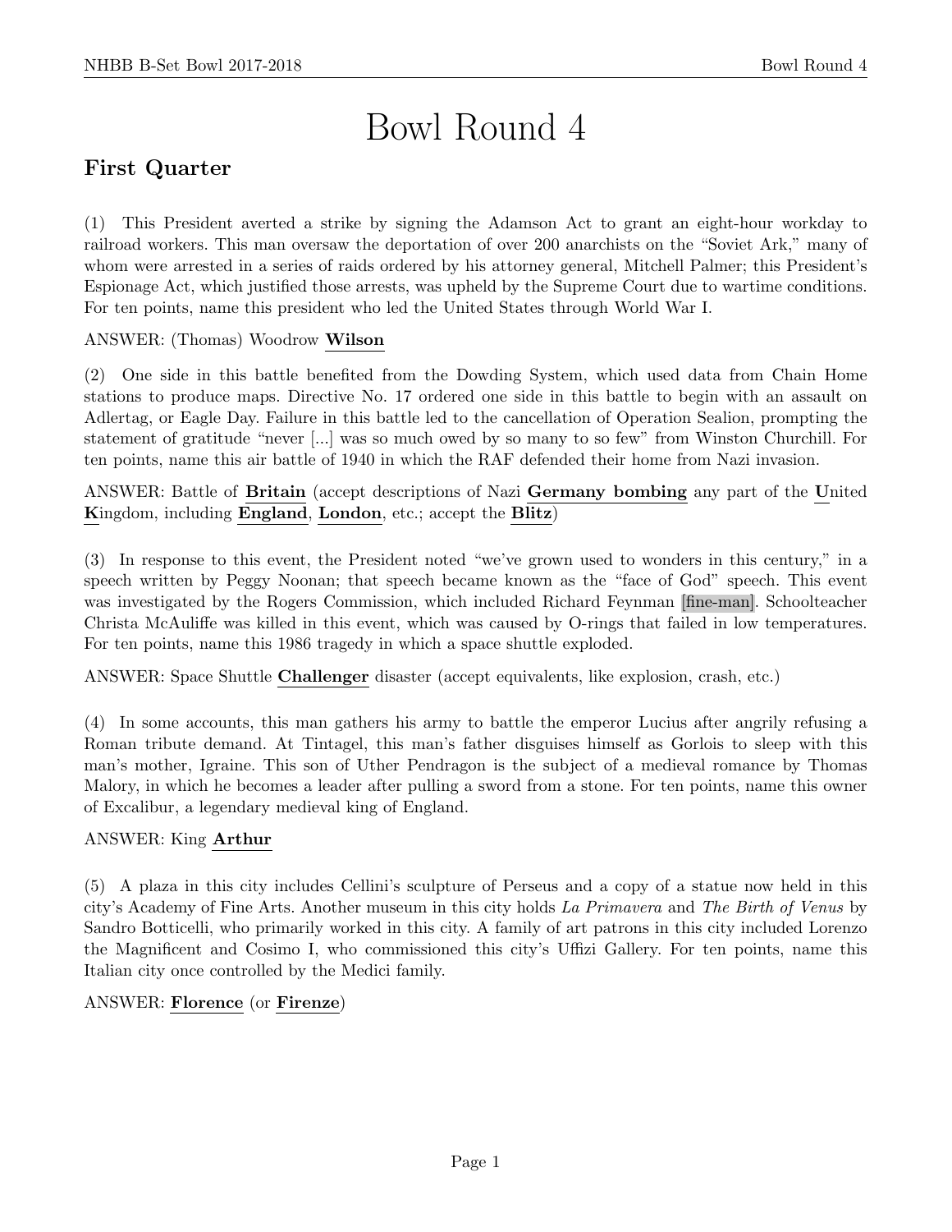# Bowl Round 4

## First Quarter

(1) This President averted a strike by signing the Adamson Act to grant an eight-hour workday to railroad workers. This man oversaw the deportation of over 200 anarchists on the "Soviet Ark," many of whom were arrested in a series of raids ordered by his attorney general, Mitchell Palmer; this President's Espionage Act, which justified those arrests, was upheld by the Supreme Court due to wartime conditions. For ten points, name this president who led the United States through World War I.

ANSWER: (Thomas) Woodrow **Wilson**

(2) One side in this battle benefited from the Dowding System, which used data from Chain Home stations to produce maps. Directive No. 17 ordered one side in this battle to begin with an assault on Adlertag, or Eagle Day. Failure in this battle led to the cancellation of Operation Sealion, prompting the statement of gratitude "never [...] was so much owed by so many to so few" from Winston Churchill. For ten points, name this air battle of 1940 in which the RAF defended their home from Nazi invasion.

ANSWER: Battle of **Britain** (accept descriptions of Nazi **Germany bombing** any part of the **U**nited **K**ingdom, including **England**, **London**, etc.; accept the **Blitz**)

(3) In response to this event, the President noted "we've grown used to wonders in this century," in a speech written by Peggy Noonan; that speech became known as the "face of God" speech. This event was investigated by the Rogers Commission, which included Richard Feynman [fine-man]. Schoolteacher Christa McAuliffe was killed in this event, which was caused by O-rings that failed in low temperatures. For ten points, name this 1986 tragedy in which a space shuttle exploded.

ANSWER: Space Shuttle **Challenger** disaster (accept equivalents, like explosion, crash, etc.)

(4) In some accounts, this man gathers his army to battle the emperor Lucius after angrily refusing a Roman tribute demand. At Tintagel, this man's father disguises himself as Gorlois to sleep with this man's mother, Igraine. This son of Uther Pendragon is the subject of a medieval romance by Thomas Malory, in which he becomes a leader after pulling a sword from a stone. For ten points, name this owner of Excalibur, a legendary medieval king of England.

ANSWER: King **Arthur**

(5) A plaza in this city includes Cellini's sculpture of Perseus and a copy of a statue now held in this city's Academy of Fine Arts. Another museum in this city holds *La Primavera* and *The Birth of Venus* by Sandro Botticelli, who primarily worked in this city. A family of art patrons in this city included Lorenzo the Magnificent and Cosimo I, who commissioned this city's Uffizi Gallery. For ten points, name this Italian city once controlled by the Medici family.

ANSWER: **Florence** (or **Firenze**)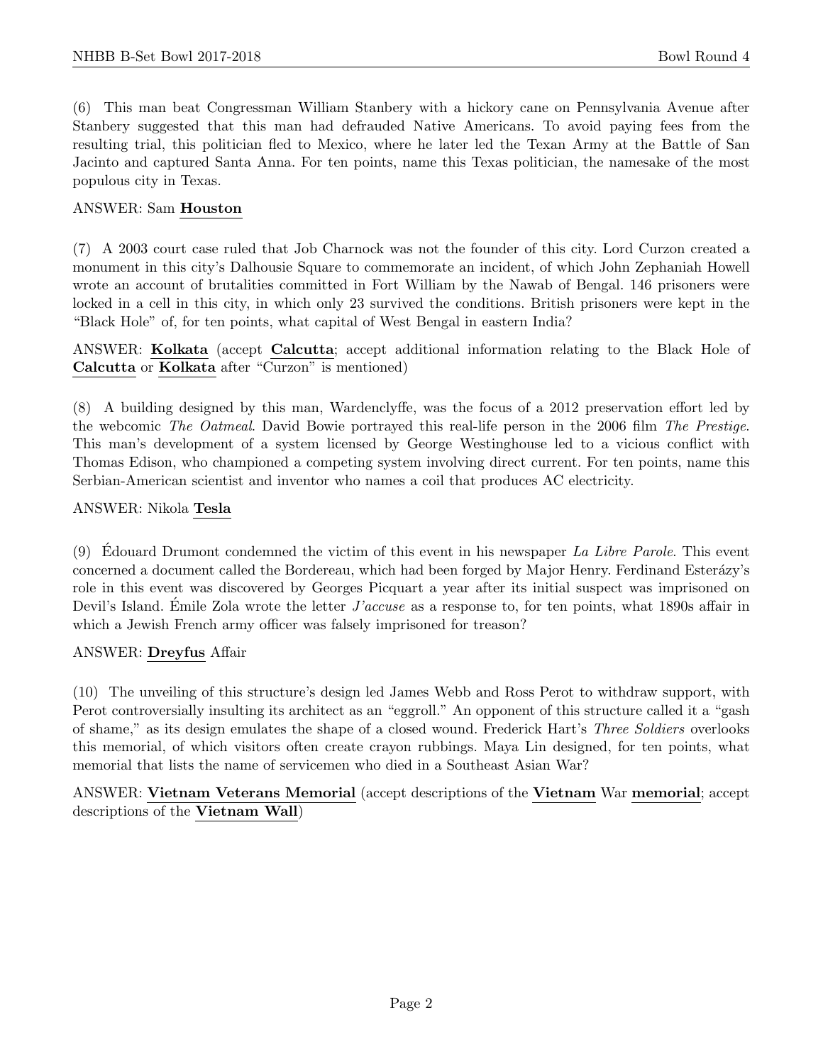(6) This man beat Congressman William Stanbery with a hickory cane on Pennsylvania Avenue after Stanbery suggested that this man had defrauded Native Americans. To avoid paying fees from the resulting trial, this politician fled to Mexico, where he later led the Texan Army at the Battle of San Jacinto and captured Santa Anna. For ten points, name this Texas politician, the namesake of the most populous city in Texas.

ANSWER: Sam **Houston**

(7) A 2003 court case ruled that Job Charnock was not the founder of this city. Lord Curzon created a monument in this city's Dalhousie Square to commemorate an incident, of which John Zephaniah Howell wrote an account of brutalities committed in Fort William by the Nawab of Bengal. 146 prisoners were locked in a cell in this city, in which only 23 survived the conditions. British prisoners were kept in the "Black Hole" of, for ten points, what capital of West Bengal in eastern India?

ANSWER: **Kolkata** (accept **Calcutta**; accept additional information relating to the Black Hole of **Calcutta** or **Kolkata** after "Curzon" is mentioned)

(8) A building designed by this man, Wardenclyffe, was the focus of a 2012 preservation effort led by the webcomic *The Oatmeal*. David Bowie portrayed this real-life person in the 2006 film *The Prestige*. This man's development of a system licensed by George Westinghouse led to a vicious conflict with Thomas Edison, who championed a competing system involving direct current. For ten points, name this Serbian-American scientist and inventor who names a coil that produces AC electricity.

ANSWER: Nikola **Tesla**

(9) Édouard Drumont condemned the victim of this event in his newspaper *La Libre Parole*. This event concerned a document called the Bordereau, which had been forged by Major Henry. Ferdinand Esterázy's role in this event was discovered by Georges Picquart a year after its initial suspect was imprisoned on Devil's Island. Émile Zola wrote the letter *J'accuse* as a response to, for ten points, what 1890s affair in which a Jewish French army officer was falsely imprisoned for treason?

ANSWER: **Dreyfus** Affair

(10) The unveiling of this structure's design led James Webb and Ross Perot to withdraw support, with Perot controversially insulting its architect as an "eggroll." An opponent of this structure called it a "gash of shame," as its design emulates the shape of a closed wound. Frederick Hart's *Three Soldiers* overlooks this memorial, of which visitors often create crayon rubbings. Maya Lin designed, for ten points, what memorial that lists the name of servicemen who died in a Southeast Asian War?

ANSWER: **Vietnam Veterans Memorial** (accept descriptions of the **Vietnam** War **memorial**; accept descriptions of the **Vietnam Wall**)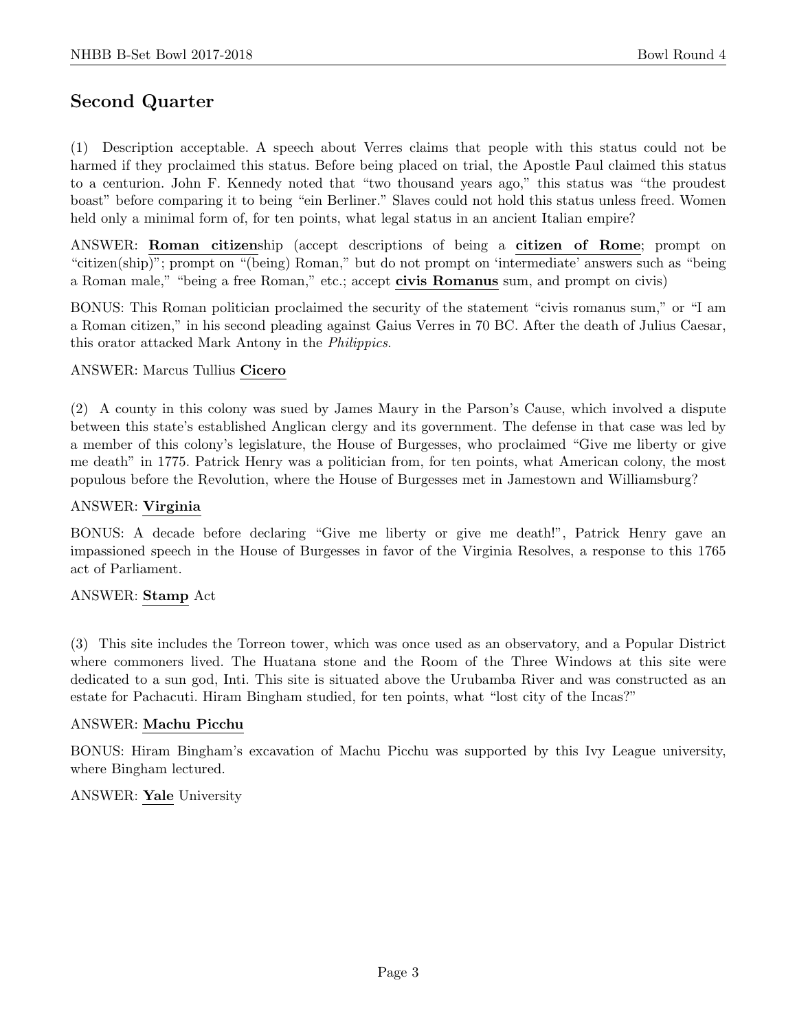## Second Quarter

(1) Description acceptable. A speech about Verres claims that people with this status could not be harmed if they proclaimed this status. Before being placed on trial, the Apostle Paul claimed this status to a centurion. John F. Kennedy noted that "two thousand years ago," this status was "the proudest boast" before comparing it to being "ein Berliner." Slaves could not hold this status unless freed. Women held only a minimal form of, for ten points, what legal status in an ancient Italian empire?

ANSWER: **Roman citizen**ship (accept descriptions of being a **citizen of Rome**; prompt on "citizen(ship)"; prompt on "(being) Roman," but do not prompt on 'intermediate' answers such as "being a Roman male," "being a free Roman," etc.; accept **civis Romanus** sum, and prompt on civis)

BONUS: This Roman politician proclaimed the security of the statement "civis romanus sum," or "I am a Roman citizen," in his second pleading against Gaius Verres in 70 BC. After the death of Julius Caesar, this orator attacked Mark Antony in the *Philippics*.

ANSWER: Marcus Tullius **Cicero**

(2) A county in this colony was sued by James Maury in the Parson's Cause, which involved a dispute between this state's established Anglican clergy and its government. The defense in that case was led by a member of this colony's legislature, the House of Burgesses, who proclaimed "Give me liberty or give me death" in 1775. Patrick Henry was a politician from, for ten points, what American colony, the most populous before the Revolution, where the House of Burgesses met in Jamestown and Williamsburg?

ANSWER: **Virginia**

BONUS: A decade before declaring "Give me liberty or give me death!", Patrick Henry gave an impassioned speech in the House of Burgesses in favor of the Virginia Resolves, a response to this 1765 act of Parliament.

ANSWER: **Stamp** Act

(3) This site includes the Torreon tower, which was once used as an observatory, and a Popular District where commoners lived. The Huatana stone and the Room of the Three Windows at this site were dedicated to a sun god, Inti. This site is situated above the Urubamba River and was constructed as an estate for Pachacuti. Hiram Bingham studied, for ten points, what "lost city of the Incas?"

ANSWER: **Machu Picchu**

BONUS: Hiram Bingham's excavation of Machu Picchu was supported by this Ivy League university, where Bingham lectured.

ANSWER: **Yale** University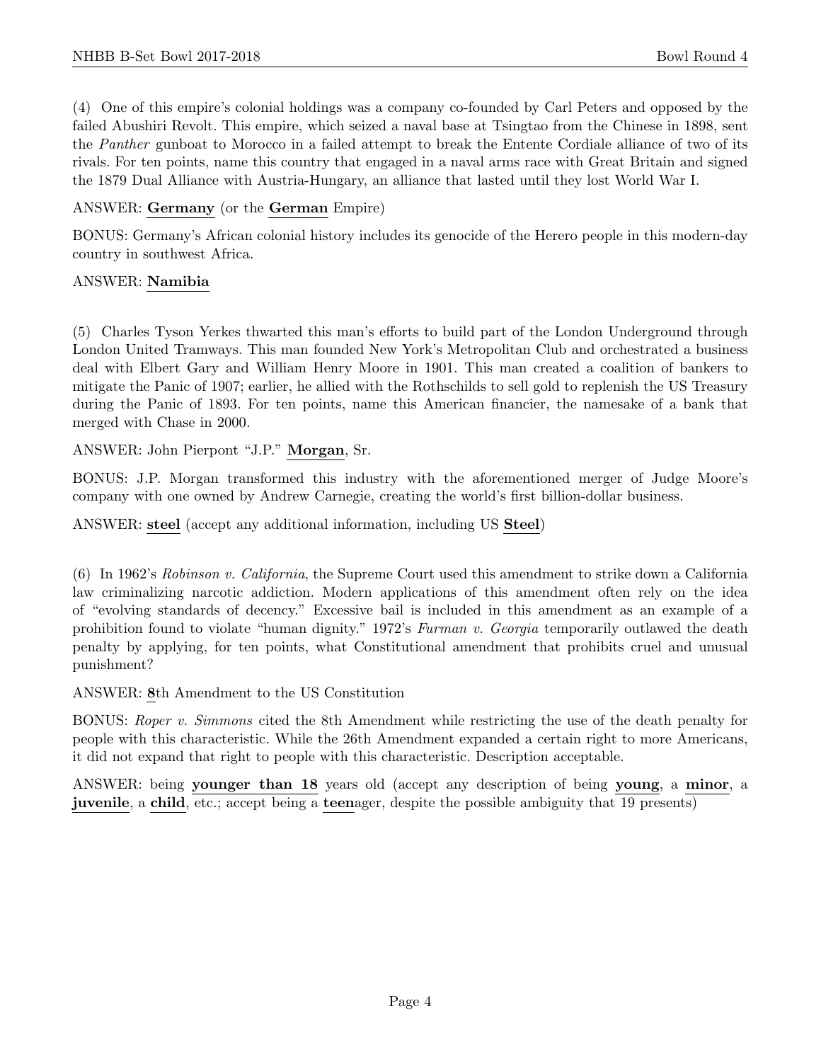(4) One of this empire's colonial holdings was a company co-founded by Carl Peters and opposed by the failed Abushiri Revolt. This empire, which seized a naval base at Tsingtao from the Chinese in 1898, sent the *Panther* gunboat to Morocco in a failed attempt to break the Entente Cordiale alliance of two of its rivals. For ten points, name this country that engaged in a naval arms race with Great Britain and signed the 1879 Dual Alliance with Austria-Hungary, an alliance that lasted until they lost World War I.

ANSWER: **Germany** (or the **German** Empire)

BONUS: Germany's African colonial history includes its genocide of the Herero people in this modern-day country in southwest Africa.

ANSWER: **Namibia**

(5) Charles Tyson Yerkes thwarted this man's efforts to build part of the London Underground through London United Tramways. This man founded New York's Metropolitan Club and orchestrated a business deal with Elbert Gary and William Henry Moore in 1901. This man created a coalition of bankers to mitigate the Panic of 1907; earlier, he allied with the Rothschilds to sell gold to replenish the US Treasury during the Panic of 1893. For ten points, name this American financier, the namesake of a bank that merged with Chase in 2000.

ANSWER: John Pierpont "J.P." **Morgan**, Sr.

BONUS: J.P. Morgan transformed this industry with the aforementioned merger of Judge Moore's company with one owned by Andrew Carnegie, creating the world's first billion-dollar business.

ANSWER: **steel** (accept any additional information, including US **Steel**)

(6) In 1962's *Robinson v. California*, the Supreme Court used this amendment to strike down a California law criminalizing narcotic addiction. Modern applications of this amendment often rely on the idea of "evolving standards of decency." Excessive bail is included in this amendment as an example of a prohibition found to violate "human dignity." 1972's *Furman v. Georgia* temporarily outlawed the death penalty by applying, for ten points, what Constitutional amendment that prohibits cruel and unusual punishment?

ANSWER: **8**th Amendment to the US Constitution

BONUS: *Roper v. Simmons* cited the 8th Amendment while restricting the use of the death penalty for people with this characteristic. While the 26th Amendment expanded a certain right to more Americans, it did not expand that right to people with this characteristic. Description acceptable.

ANSWER: being **younger than 18** years old (accept any description of being **young**, a **minor**, a **juvenile**, a **child**, etc.; accept being a **teen**ager, despite the possible ambiguity that 19 presents)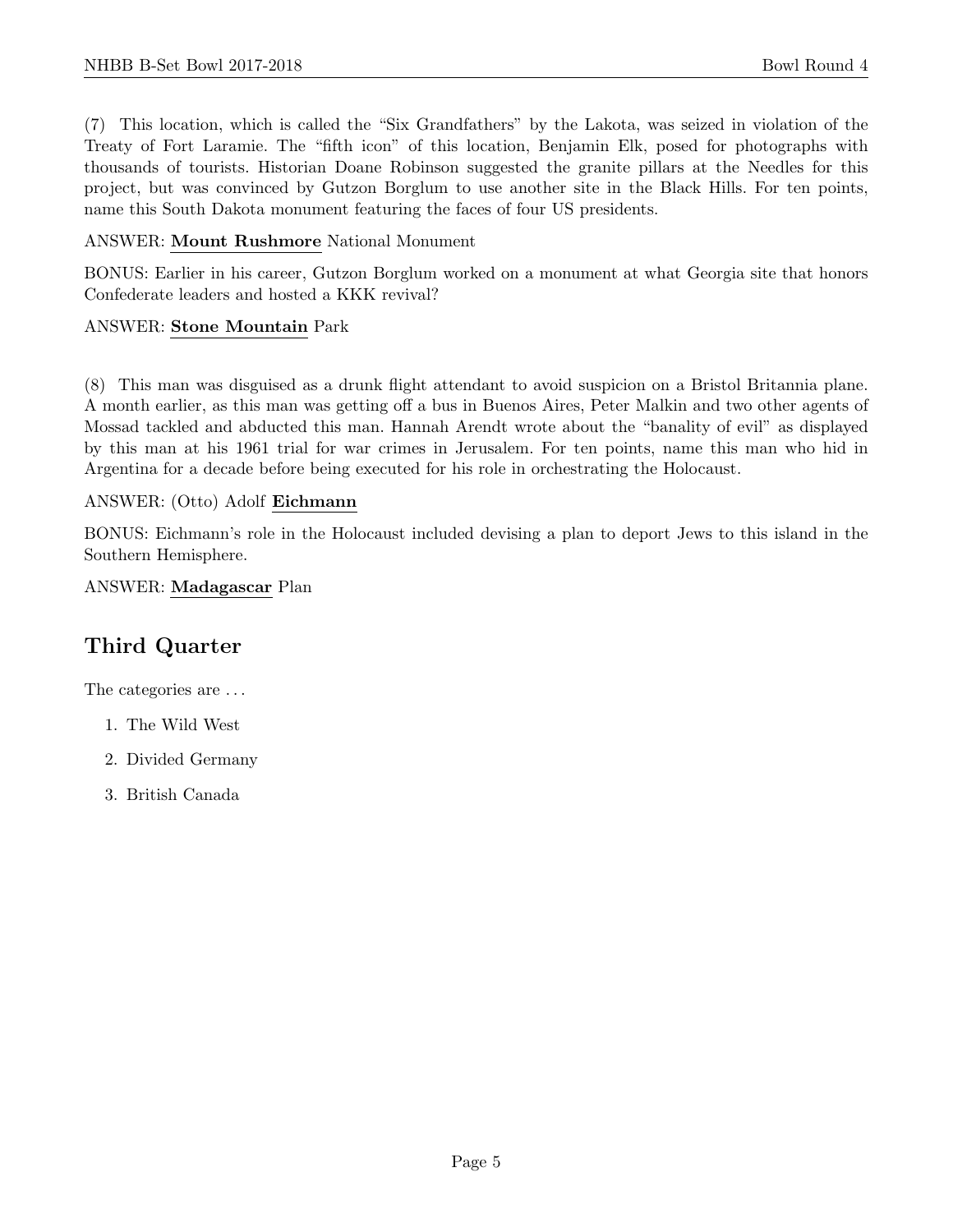(7) This location, which is called the "Six Grandfathers" by the Lakota, was seized in violation of the Treaty of Fort Laramie. The "fifth icon" of this location, Benjamin Elk, posed for photographs with thousands of tourists. Historian Doane Robinson suggested the granite pillars at the Needles for this project, but was convinced by Gutzon Borglum to use another site in the Black Hills. For ten points, name this South Dakota monument featuring the faces of four US presidents.

ANSWER: **Mount Rushmore** National Monument

BONUS: Earlier in his career, Gutzon Borglum worked on a monument at what Georgia site that honors Confederate leaders and hosted a KKK revival?

ANSWER: **Stone Mountain** Park

(8) This man was disguised as a drunk flight attendant to avoid suspicion on a Bristol Britannia plane. A month earlier, as this man was getting off a bus in Buenos Aires, Peter Malkin and two other agents of Mossad tackled and abducted this man. Hannah Arendt wrote about the "banality of evil" as displayed by this man at his 1961 trial for war crimes in Jerusalem. For ten points, name this man who hid in Argentina for a decade before being executed for his role in orchestrating the Holocaust.

ANSWER: (Otto) Adolf **Eichmann**

BONUS: Eichmann's role in the Holocaust included devising a plan to deport Jews to this island in the Southern Hemisphere.

ANSWER: **Madagascar** Plan

## Third Quarter

The categories are . . .

1. The Wild West
2. Divided Germany
3. British Canada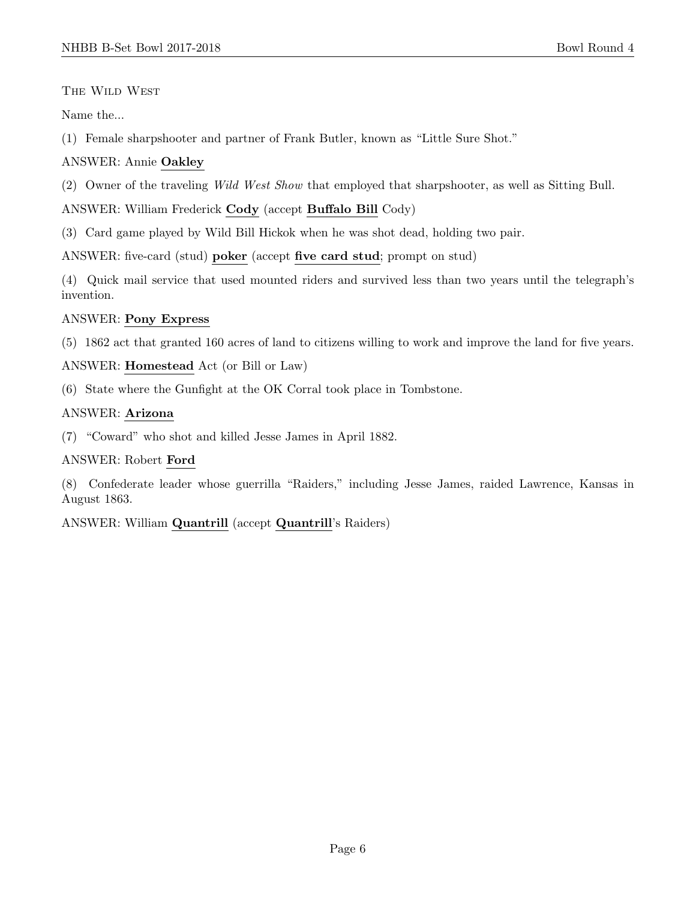The Wild West

Name the...

(1) Female sharpshooter and partner of Frank Butler, known as "Little Sure Shot."

ANSWER: Annie **Oakley**

(2) Owner of the traveling *Wild West Show* that employed that sharpshooter, as well as Sitting Bull.

ANSWER: William Frederick **Cody** (accept **Buffalo Bill** Cody)

(3) Card game played by Wild Bill Hickok when he was shot dead, holding two pair.

ANSWER: five-card (stud) **poker** (accept **five card stud**; prompt on stud)

(4) Quick mail service that used mounted riders and survived less than two years until the telegraph's invention.

ANSWER: **Pony Express**

(5) 1862 act that granted 160 acres of land to citizens willing to work and improve the land for five years.

ANSWER: **Homestead** Act (or Bill or Law)

(6) State where the Gunfight at the OK Corral took place in Tombstone.

ANSWER: **Arizona**

(7) "Coward" who shot and killed Jesse James in April 1882.

ANSWER: Robert **Ford**

(8) Confederate leader whose guerrilla "Raiders," including Jesse James, raided Lawrence, Kansas in August 1863.

ANSWER: William **Quantrill** (accept **Quantrill**'s Raiders)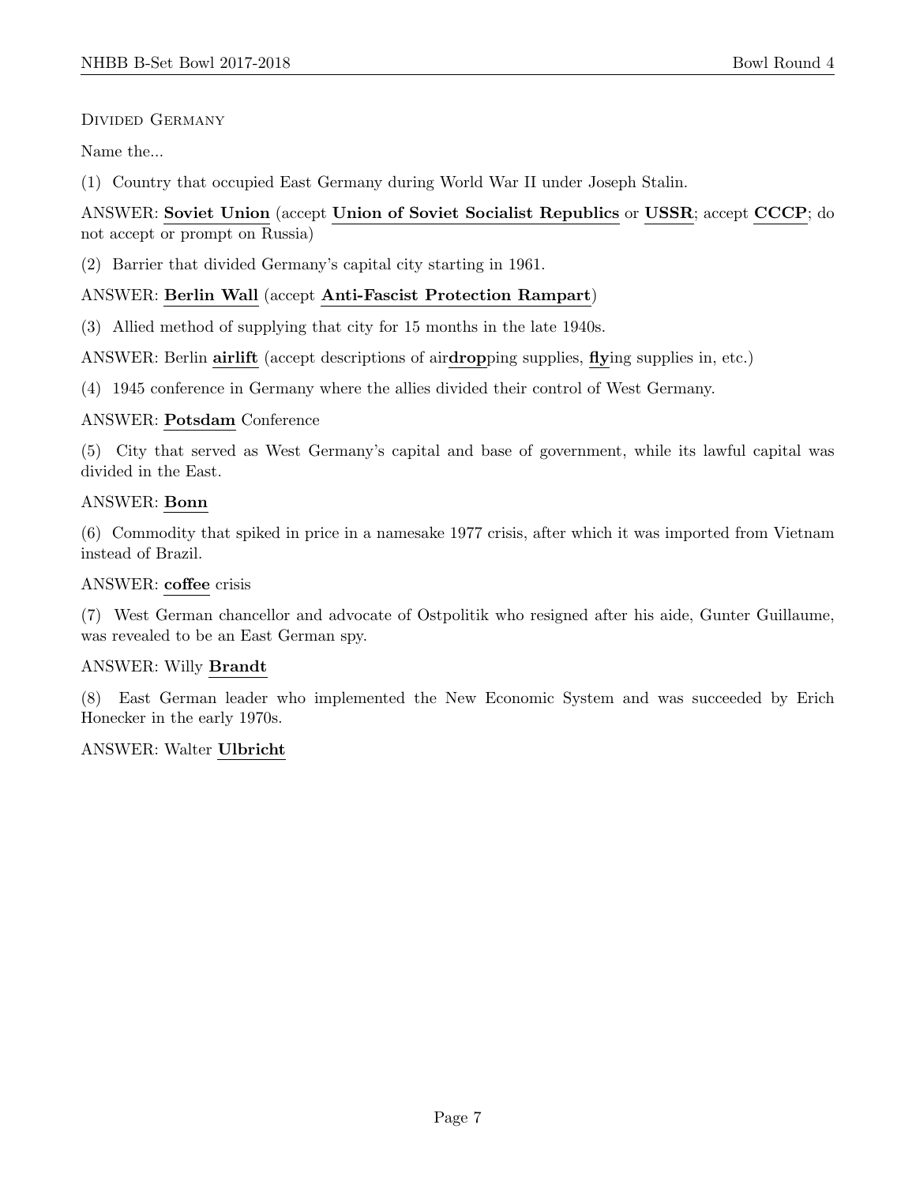Divided Germany

Name the...

(1) Country that occupied East Germany during World War II under Joseph Stalin.

ANSWER: **Soviet Union** (accept **Union of Soviet Socialist Republics** or **USSR**; accept **CCCP**; do not accept or prompt on Russia)

(2) Barrier that divided Germany's capital city starting in 1961.

ANSWER: **Berlin Wall** (accept **Anti-Fascist Protection Rampart**)

(3) Allied method of supplying that city for 15 months in the late 1940s.

ANSWER: Berlin **airlift** (accept descriptions of air**drop**ping supplies, **fly**ing supplies in, etc.)

(4) 1945 conference in Germany where the allies divided their control of West Germany.

ANSWER: **Potsdam** Conference

(5) City that served as West Germany's capital and base of government, while its lawful capital was divided in the East.

ANSWER: **Bonn**

(6) Commodity that spiked in price in a namesake 1977 crisis, after which it was imported from Vietnam instead of Brazil.

ANSWER: **coffee** crisis

(7) West German chancellor and advocate of Ostpolitik who resigned after his aide, Gunter Guillaume, was revealed to be an East German spy.

ANSWER: Willy **Brandt**

(8) East German leader who implemented the New Economic System and was succeeded by Erich Honecker in the early 1970s.

ANSWER: Walter **Ulbricht**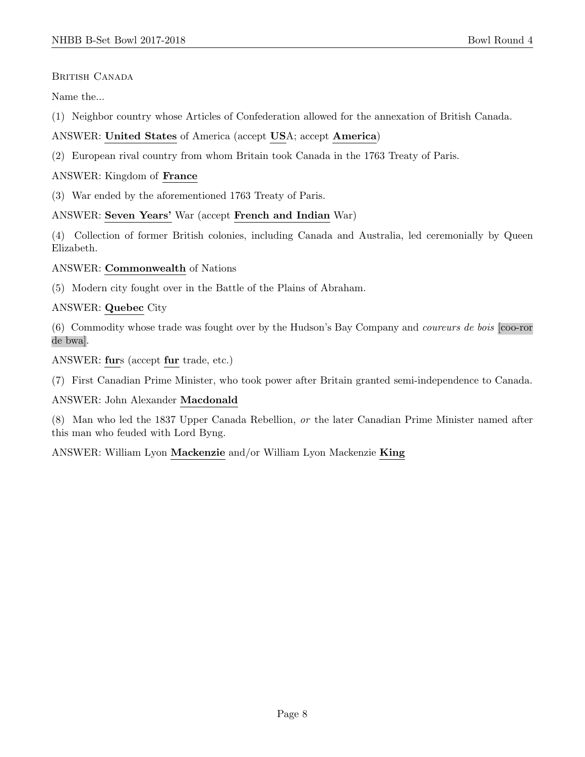British Canada

Name the...

(1) Neighbor country whose Articles of Confederation allowed for the annexation of British Canada.

ANSWER: **United States** of America (accept **US**A; accept **America**)

(2) European rival country from whom Britain took Canada in the 1763 Treaty of Paris.

ANSWER: Kingdom of **France**

(3) War ended by the aforementioned 1763 Treaty of Paris.

ANSWER: **Seven Years'** War (accept **French and Indian** War)

(4) Collection of former British colonies, including Canada and Australia, led ceremonially by Queen Elizabeth.

ANSWER: **Commonwealth** of Nations

(5) Modern city fought over in the Battle of the Plains of Abraham.

ANSWER: **Quebec** City

(6) Commodity whose trade was fought over by the Hudson's Bay Company and *coureurs de bois* [coo-ror de bwa].

ANSWER: **fur**s (accept **fur** trade, etc.)

(7) First Canadian Prime Minister, who took power after Britain granted semi-independence to Canada.

ANSWER: John Alexander **Macdonald**

(8) Man who led the 1837 Upper Canada Rebellion, *or* the later Canadian Prime Minister named after this man who feuded with Lord Byng.

ANSWER: William Lyon **Mackenzie** and/or William Lyon Mackenzie **King**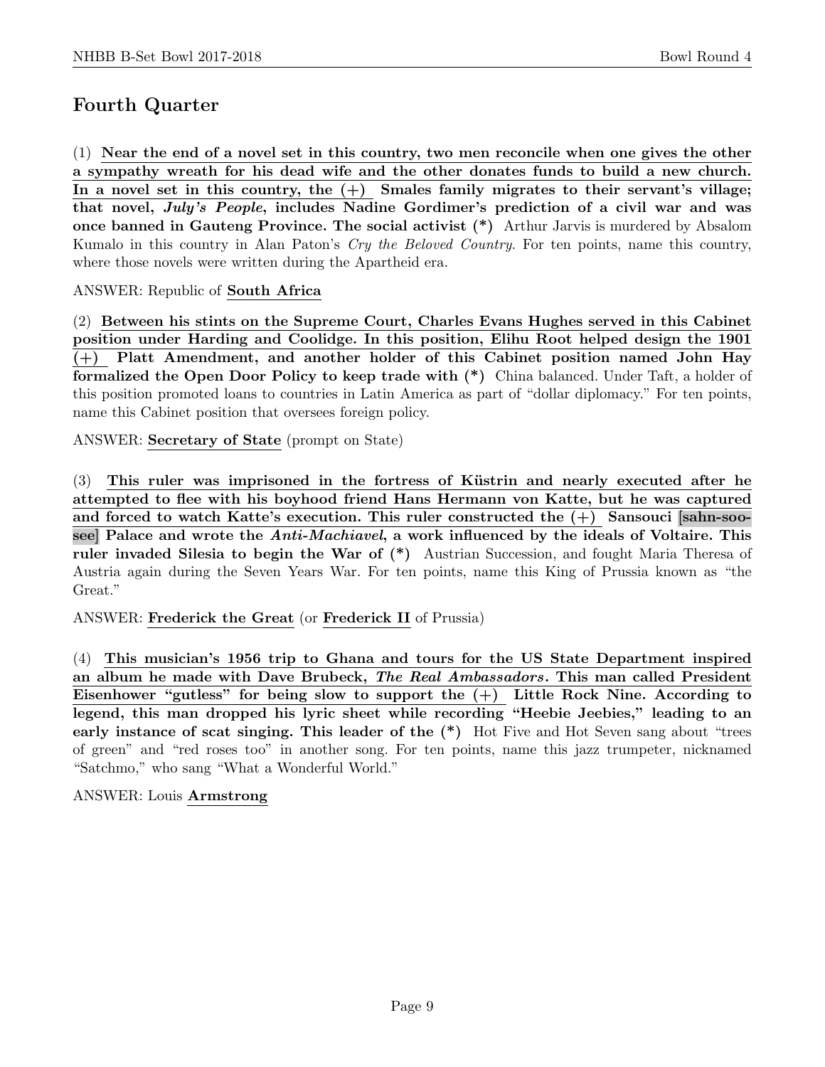## Fourth Quarter

(1) **Near the end of a novel set in this country, two men reconcile when one gives the other a sympathy wreath for his dead wife and the other donates funds to build a new church. In a novel set in this country, the (+) Smales family migrates to their servant's village; that novel, *July's People*, includes Nadine Gordimer's prediction of a civil war and was once banned in Gauteng Province. The social activist (\*)** Arthur Jarvis is murdered by Absalom Kumalo in this country in Alan Paton's *Cry the Beloved Country*. For ten points, name this country, where those novels were written during the Apartheid era.

ANSWER: Republic of **South Africa**

(2) **Between his stints on the Supreme Court, Charles Evans Hughes served in this Cabinet position under Harding and Coolidge. In this position, Elihu Root helped design the 1901 (+) Platt Amendment, and another holder of this Cabinet position named John Hay formalized the Open Door Policy to keep trade with (\*)** China balanced. Under Taft, a holder of this position promoted loans to countries in Latin America as part of "dollar diplomacy." For ten points, name this Cabinet position that oversees foreign policy.

ANSWER: **Secretary of State** (prompt on State)

(3) **This ruler was imprisoned in the fortress of Küstrin and nearly executed after he attempted to flee with his boyhood friend Hans Hermann von Katte, but he was captured and forced to watch Katte's execution. This ruler constructed the (+) Sansouci [sahn-soo-see] Palace and wrote the *Anti-Machiavel*, a work influenced by the ideals of Voltaire. This ruler invaded Silesia to begin the War of (\*)** Austrian Succession, and fought Maria Theresa of Austria again during the Seven Years War. For ten points, name this King of Prussia known as "the Great."

ANSWER: **Frederick the Great** (or **Frederick II** of Prussia)

(4) **This musician's 1956 trip to Ghana and tours for the US State Department inspired an album he made with Dave Brubeck, *The Real Ambassadors*. This man called President Eisenhower "gutless" for being slow to support the (+) Little Rock Nine. According to legend, this man dropped his lyric sheet while recording "Heebie Jeebies," leading to an early instance of scat singing. This leader of the (\*)** Hot Five and Hot Seven sang about "trees of green" and "red roses too" in another song. For ten points, name this jazz trumpeter, nicknamed "Satchmo," who sang "What a Wonderful World."

ANSWER: Louis **Armstrong**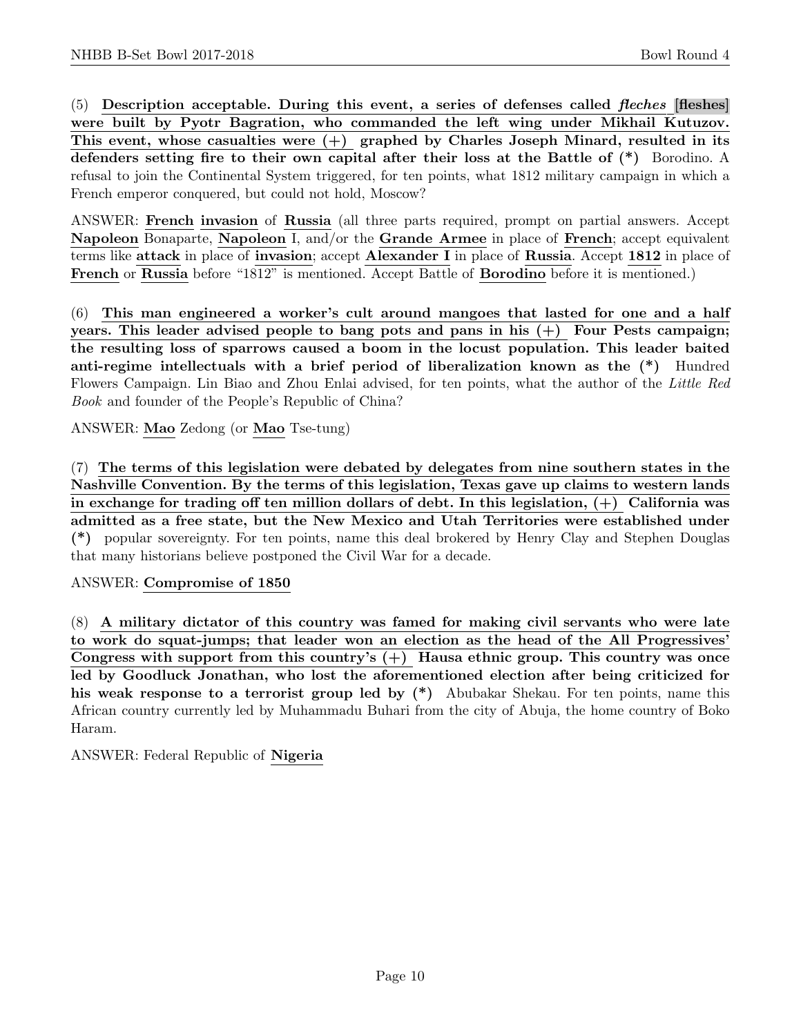(5) **Description acceptable. During this event, a series of defenses called *fleches* [fleshes] were built by Pyotr Bagration, who commanded the left wing under Mikhail Kutuzov. This event, whose casualties were (+) graphed by Charles Joseph Minard, resulted in its defenders setting fire to their own capital after their loss at the Battle of (*)** Borodino. A refusal to join the Continental System triggered, for ten points, what 1812 military campaign in which a French emperor conquered, but could not hold, Moscow?

ANSWER: **French invasion** of **Russia** (all three parts required, prompt on partial answers. Accept **Napoleon** Bonaparte, **Napoleon** I, and/or the **Grande Armee** in place of **French**; accept equivalent terms like **attack** in place of **invasion**; accept **Alexander I** in place of **Russia**. Accept **1812** in place of **French** or **Russia** before "1812" is mentioned. Accept Battle of **Borodino** before it is mentioned.)

(6) **This man engineered a worker's cult around mangoes that lasted for one and a half years. This leader advised people to bang pots and pans in his (+) Four Pests campaign; the resulting loss of sparrows caused a boom in the locust population. This leader baited anti-regime intellectuals with a brief period of liberalization known as the (*)** Hundred Flowers Campaign. Lin Biao and Zhou Enlai advised, for ten points, what the author of the *Little Red Book* and founder of the People's Republic of China?

ANSWER: **Mao** Zedong (or **Mao** Tse-tung)

(7) **The terms of this legislation were debated by delegates from nine southern states in the Nashville Convention. By the terms of this legislation, Texas gave up claims to western lands in exchange for trading off ten million dollars of debt. In this legislation, (+) California was admitted as a free state, but the New Mexico and Utah Territories were established under (*)** popular sovereignty. For ten points, name this deal brokered by Henry Clay and Stephen Douglas that many historians believe postponed the Civil War for a decade.

ANSWER: **Compromise of 1850**

(8) **A military dictator of this country was famed for making civil servants who were late to work do squat-jumps; that leader won an election as the head of the All Progressives' Congress with support from this country's (+) Hausa ethnic group. This country was once led by Goodluck Jonathan, who lost the aforementioned election after being criticized for his weak response to a terrorist group led by (*)** Abubakar Shekau. For ten points, name this African country currently led by Muhammadu Buhari from the city of Abuja, the home country of Boko Haram.

ANSWER: Federal Republic of **Nigeria**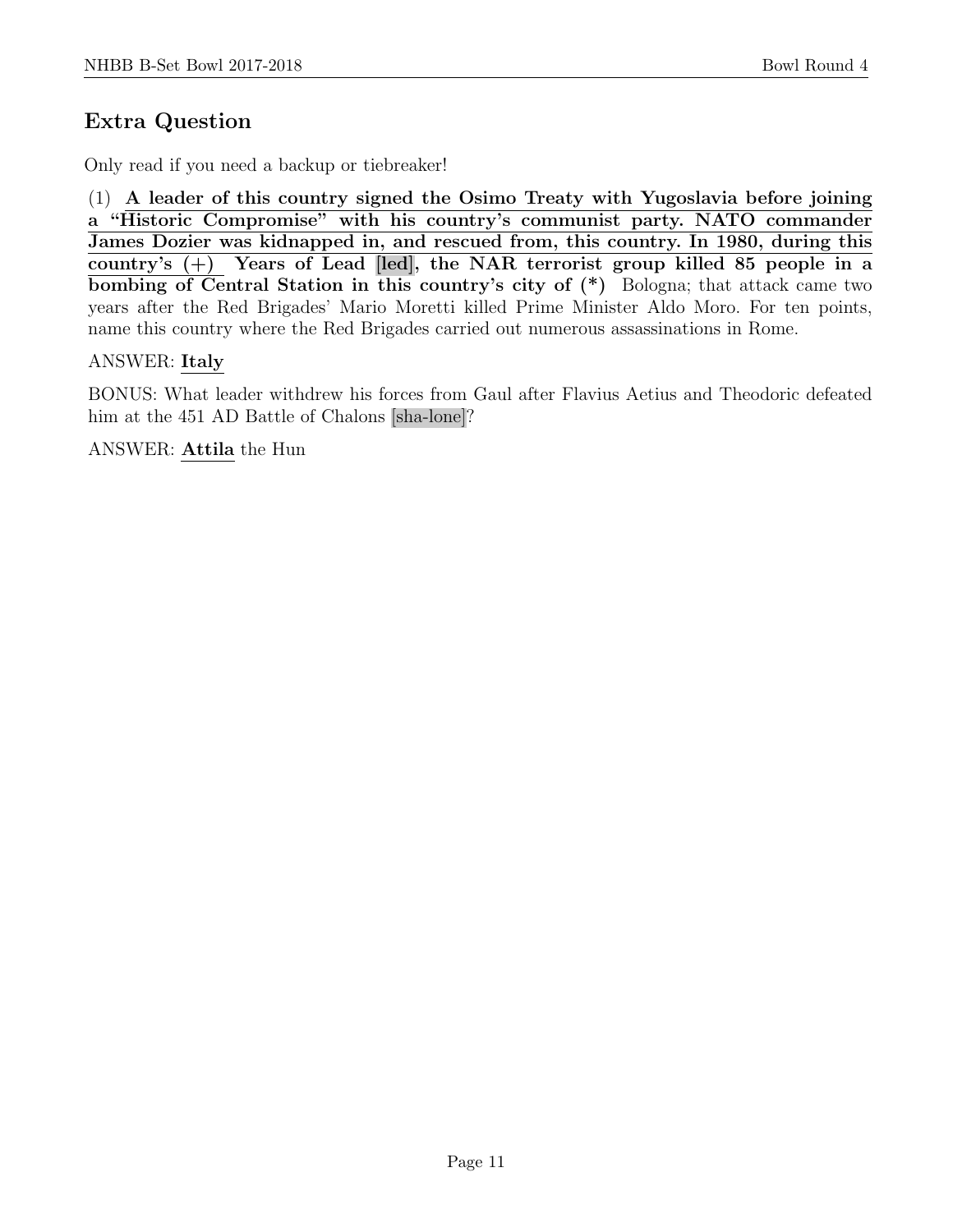## Extra Question

Only read if you need a backup or tiebreaker!

(1) **A leader of this country signed the Osimo Treaty with Yugoslavia before joining a "Historic Compromise" with his country's communist party. NATO commander James Dozier was kidnapped in, and rescued from, this country. In 1980, during this country's (+) Years of Lead [led], the NAR terrorist group killed 85 people in a bombing of Central Station in this country's city of (*)** Bologna; that attack came two years after the Red Brigades' Mario Moretti killed Prime Minister Aldo Moro. For ten points, name this country where the Red Brigades carried out numerous assassinations in Rome.

ANSWER: **Italy**

BONUS: What leader withdrew his forces from Gaul after Flavius Aetius and Theodoric defeated him at the 451 AD Battle of Chalons [sha-lone]?

ANSWER: **Attila** the Hun